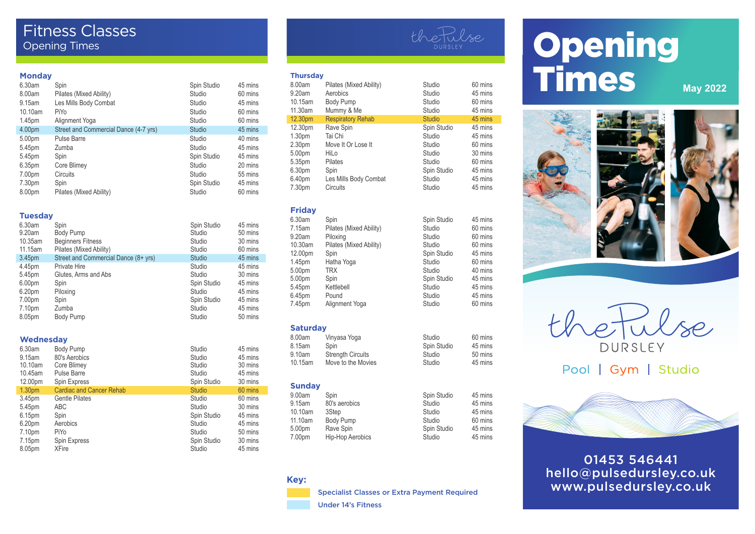# Fitness Classes
## Opening Times

### Monday

| | | | |
|---|---|---|---|
| 6.30am | Spin | Spin Studio | 45 mins |
| 8.00am | Pilates (Mixed Ability) | Studio | 60 mins |
| 9.15am | Les Mills Body Combat | Studio | 45 mins |
| 10.10am | PiYo | Studio | 60 mins |
| 1.45pm | Alignment Yoga | Studio | 60 mins |
| 4.00pm | Street and Commercial Dance (4-7 yrs) | Studio | 45 mins |
| 5.00pm | Pulse Barre | Studio | 40 mins |
| 5.45pm | Zumba | Studio | 45 mins |
| 5.45pm | Spin | Spin Studio | 45 mins |
| 6.35pm | Core Blimey | Studio | 20 mins |
| 7.00pm | Circuits | Studio | 55 mins |
| 7.30pm | Spin | Spin Studio | 45 mins |
| 8.00pm | Pilates (Mixed Ability) | Studio | 60 mins |

### Tuesday

| | | | |
|---|---|---|---|
| 6.30am | Spin | Spin Studio | 45 mins |
| 9.20am | Body Pump | Studio | 50 mins |
| 10.35am | Beginners Fitness | Studio | 30 mins |
| 11.15am | Pilates (Mixed Ability) | Studio | 60 mins |
| 3.45pm | Street and Commercial Dance (8+ yrs) | Studio | 45 mins |
| 4.45pm | Private Hire | Studio | 45 mins |
| 5.45pm | Glutes, Arms and Abs | Studio | 30 mins |
| 6.00pm | Spin | Spin Studio | 45 mins |
| 6.20pm | Piloxing | Studio | 45 mins |
| 7.00pm | Spin | Spin Studio | 45 mins |
| 7.10pm | Zumba | Studio | 45 mins |
| 8.05pm | Body Pump | Studio | 50 mins |

### Wednesday

| | | | |
|---|---|---|---|
| 6.30am | Body Pump | Studio | 45 mins |
| 9.15am | 80's Aerobics | Studio | 45 mins |
| 10.10am | Core Blimey | Studio | 30 mins |
| 10.45am | Pulse Barre | Studio | 45 mins |
| 12.00pm | Spin Express | Spin Studio | 30 mins |
| 1.30pm | Cardiac and Cancer Rehab | Studio | 60 mins |
| 3.45pm | Gentle Pilates | Studio | 60 mins |
| 5.45pm | ABC | Studio | 30 mins |
| 6.15pm | Spin | Spin Studio | 45 mins |
| 6.20pm | Aerobics | Studio | 45 mins |
| 7.10pm | PiYo | Studio | 50 mins |
| 7.15pm | Spin Express | Spin Studio | 30 mins |
| 8.05pm | XFire | Studio | 45 mins |

thePulse DURSLEY

### Thursday

| | | | |
|---|---|---|---|
| 8.00am | Pilates (Mixed Ability) | Studio | 60 mins |
| 9.20am | Aerobics | Studio | 45 mins |
| 10.15am | Body Pump | Studio | 60 mins |
| 11.30am | Mummy & Me | Studio | 45 mins |
| 12.30pm | Respiratory Rehab | Studio | 45 mins |
| 12.30pm | Rave Spin | Spin Studio | 45 mins |
| 1.30pm | Tai Chi | Studio | 45 mins |
| 2.30pm | Move It Or Lose It | Studio | 60 mins |
| 5.00pm | HiLo | Studio | 30 mins |
| 5.35pm | Pilates | Studio | 60 mins |
| 6.30pm | Spin | Spin Studio | 45 mins |
| 6.40pm | Les Mills Body Combat | Studio | 45 mins |
| 7.30pm | Circuits | Studio | 45 mins |

### Friday

| | | | |
|---|---|---|---|
| 6.30am | Spin | Spin Studio | 45 mins |
| 7.15am | Pilates (Mixed Ability) | Studio | 60 mins |
| 9.20am | Piloxing | Studio | 60 mins |
| 10.30am | Pilates (Mixed Ability) | Studio | 60 mins |
| 12.00pm | Spin | Spin Studio | 45 mins |
| 1.45pm | Hatha Yoga | Studio | 60 mins |
| 5.00pm | TRX | Studio | 40 mins |
| 5.00pm | Spin | Spin Studio | 45 mins |
| 5.45pm | Kettlebell | Studio | 45 mins |
| 6.45pm | Pound | Studio | 45 mins |
| 7.45pm | Alignment Yoga | Studio | 60 mins |

### Saturday

| | | | |
|---|---|---|---|
| 8.00am | Vinyasa Yoga | Studio | 60 mins |
| 8.15am | Spin | Spin Studio | 45 mins |
| 9.10am | Strength Circuits | Studio | 50 mins |
| 10.15am | Move to the Movies | Studio | 45 mins |

### Sunday

| | | | |
|---|---|---|---|
| 9.00am | Spin | Spin Studio | 45 mins |
| 9.15am | 80's aerobics | Studio | 45 mins |
| 10.10am | 3Step | Studio | 45 mins |
| 11.10am | Body Pump | Studio | 60 mins |
| 5.00pm | Rave Spin | Spin Studio | 45 mins |
| 7.00pm | Hip-Hop Aerobics | Studio | 45 mins |

**Key:**

- (Yellow) Specialist Classes or Extra Payment Required
- (Blue) Under 14's Fitness

# Opening Times

**May 2022**

thePulse DURSLEY

Pool | Gym | Studio

01453 546441
hello@pulsedursley.co.uk
www.pulsedursley.co.uk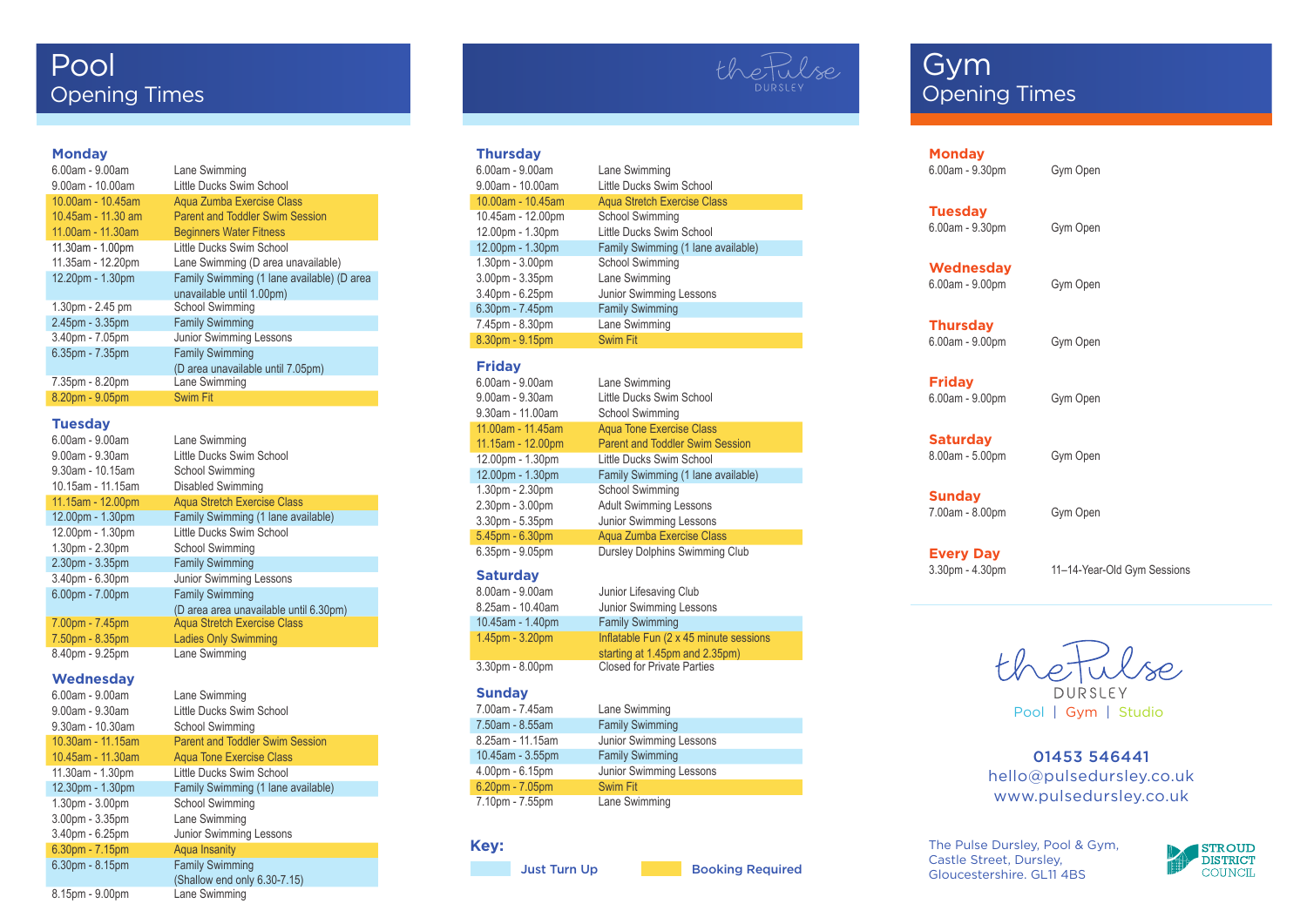# Pool
## Opening Times

### Monday

| | |
|---|---|
| 6.00am - 9.00am | Lane Swimming |
| 9.00am - 10.00am | Little Ducks Swim School |
| 10.00am - 10.45am | Aqua Zumba Exercise Class |
| 10.45am - 11.30 am | Parent and Toddler Swim Session |
| 11.00am - 11.30am | Beginners Water Fitness |
| 11.30am - 1.00pm | Little Ducks Swim School |
| 11.35am - 12.20pm | Lane Swimming (D area unavailable) |
| 12.20pm - 1.30pm | Family Swimming (1 lane available) (D area unavailable until 1.00pm) |
| 1.30pm - 2.45 pm | School Swimming |
| 2.45pm - 3.35pm | Family Swimming |
| 3.40pm - 7.05pm | Junior Swimming Lessons |
| 6.35pm - 7.35pm | Family Swimming (D area unavailable until 7.05pm) |
| 7.35pm - 8.20pm | Lane Swimming |
| 8.20pm - 9.05pm | Swim Fit |

### Tuesday

| | |
|---|---|
| 6.00am - 9.00am | Lane Swimming |
| 9.00am - 9.30am | Little Ducks Swim School |
| 9.30am - 10.15am | School Swimming |
| 10.15am - 11.15am | Disabled Swimming |
| 11.15am - 12.00pm | Aqua Stretch Exercise Class |
| 12.00pm - 1.30pm | Family Swimming (1 lane available) |
| 12.00pm - 1.30pm | Little Ducks Swim School |
| 1.30pm - 2.30pm | School Swimming |
| 2.30pm - 3.35pm | Family Swimming |
| 3.40pm - 6.30pm | Junior Swimming Lessons |
| 6.00pm - 7.00pm | Family Swimming (D area area unavailable until 6.30pm) |
| 7.00pm - 7.45pm | Aqua Stretch Exercise Class |
| 7.50pm - 8.35pm | Ladies Only Swimming |
| 8.40pm - 9.25pm | Lane Swimming |

### Wednesday

| | |
|---|---|
| 6.00am - 9.00am | Lane Swimming |
| 9.00am - 9.30am | Little Ducks Swim School |
| 9.30am - 10.30am | School Swimming |
| 10.30am - 11.15am | Parent and Toddler Swim Session |
| 10.45am - 11.30am | Aqua Tone Exercise Class |
| 11.30am - 1.30pm | Little Ducks Swim School |
| 12.30pm - 1.30pm | Family Swimming (1 lane available) |
| 1.30pm - 3.00pm | School Swimming |
| 3.00pm - 3.35pm | Lane Swimming |
| 3.40pm - 6.25pm | Junior Swimming Lessons |
| 6.30pm - 7.15pm | Aqua Insanity |
| 6.30pm - 8.15pm | Family Swimming (Shallow end only 6.30-7.15) |
| 8.15pm - 9.00pm | Lane Swimming |

### Thursday

| | |
|---|---|
| 6.00am - 9.00am | Lane Swimming |
| 9.00am - 10.00am | Little Ducks Swim School |
| 10.00am - 10.45am | Aqua Stretch Exercise Class |
| 10.45am - 12.00pm | School Swimming |
| 12.00pm - 1.30pm | Little Ducks Swim School |
| 12.00pm - 1.30pm | Family Swimming (1 lane available) |
| 1.30pm - 3.00pm | School Swimming |
| 3.00pm - 3.35pm | Lane Swimming |
| 3.40pm - 6.25pm | Junior Swimming Lessons |
| 6.30pm - 7.45pm | Family Swimming |
| 7.45pm - 8.30pm | Lane Swimming |
| 8.30pm - 9.15pm | Swim Fit |

### Friday

| | |
|---|---|
| 6.00am - 9.00am | Lane Swimming |
| 9.00am - 9.30am | Little Ducks Swim School |
| 9.30am - 11.00am | School Swimming |
| 11.00am - 11.45am | Aqua Tone Exercise Class |
| 11.15am - 12.00pm | Parent and Toddler Swim Session |
| 12.00pm - 1.30pm | Little Ducks Swim School |
| 12.00pm - 1.30pm | Family Swimming (1 lane available) |
| 1.30pm - 2.30pm | School Swimming |
| 2.30pm - 3.00pm | Adult Swimming Lessons |
| 3.30pm - 5.35pm | Junior Swimming Lessons |
| 5.45pm - 6.30pm | Aqua Zumba Exercise Class |
| 6.35pm - 9.05pm | Dursley Dolphins Swimming Club |

### Saturday

| | |
|---|---|
| 8.00am - 9.00am | Junior Lifesaving Club |
| 8.25am - 10.40am | Junior Swimming Lessons |
| 10.45am - 1.40pm | Family Swimming |
| 1.45pm - 3.20pm | Inflatable Fun (2 x 45 minute sessions starting at 1.45pm and 2.35pm) |
| 3.30pm - 8.00pm | Closed for Private Parties |

### Sunday

| | |
|---|---|
| 7.00am - 7.45am | Lane Swimming |
| 7.50am - 8.55am | Family Swimming |
| 8.25am - 11.15am | Junior Swimming Lessons |
| 10.45am - 3.55pm | Family Swimming |
| 4.00pm - 6.15pm | Junior Swimming Lessons |
| 6.20pm - 7.05pm | Swim Fit |
| 7.10pm - 7.55pm | Lane Swimming |

**Key:**

Just Turn Up | Booking Required

# Gym
## Opening Times

| | | |
|---|---|---|
| **Monday** | 6.00am - 9.30pm | Gym Open |
| **Tuesday** | 6.00am - 9.30pm | Gym Open |
| **Wednesday** | 6.00am - 9.00pm | Gym Open |
| **Thursday** | 6.00am - 9.00pm | Gym Open |
| **Friday** | 6.00am - 9.00pm | Gym Open |
| **Saturday** | 8.00am - 5.00pm | Gym Open |
| **Sunday** | 7.00am - 8.00pm | Gym Open |
| **Every Day** | 3.30pm - 4.30pm | 11–14-Year-Old Gym Sessions |

thePulse DURSLEY

Pool | Gym | Studio

**01453 546441**

hello@pulsedursley.co.uk

www.pulsedursley.co.uk

The Pulse Dursley, Pool & Gym,
Castle Street, Dursley,
Gloucestershire. GL11 4BS

STROUD DISTRICT COUNCIL